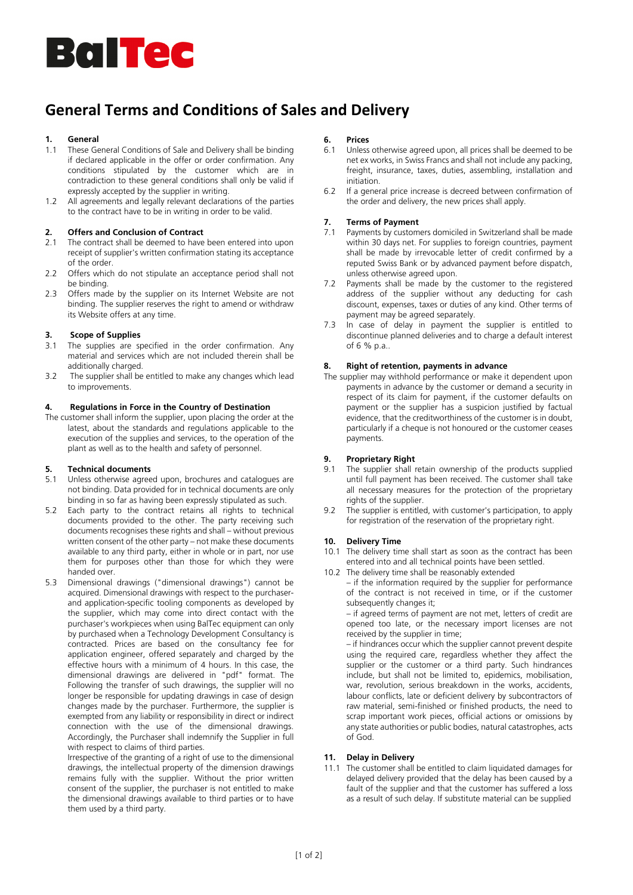BalTec

# General Terms and Conditions of Sales and Delivery

## 1. General

1.1 These General Conditions of Sale and Delivery shall be binding if declared applicable in the offer or order confirmation. Any conditions stipulated by the customer which are in contradiction to these general conditions shall only be valid if expressly accepted by the supplier in writing.

1.2 All agreements and legally relevant declarations of the parties to the contract have to be in writing in order to be valid.

## 2. Offers and Conclusion of Contract

2.1 The contract shall be deemed to have been entered into upon receipt of supplier's written confirmation stating its acceptance of the order.

2.2 Offers which do not stipulate an acceptance period shall not be binding.

2.3 Offers made by the supplier on its Internet Website are not binding. The supplier reserves the right to amend or withdraw its Website offers at any time.

## 3. Scope of Supplies

3.1 The supplies are specified in the order confirmation. Any material and services which are not included therein shall be additionally charged.

3.2 The supplier shall be entitled to make any changes which lead to improvements.

## 4. Regulations in Force in the Country of Destination

The customer shall inform the supplier, upon placing the order at the latest, about the standards and regulations applicable to the execution of the supplies and services, to the operation of the plant as well as to the health and safety of personnel.

## 5. Technical documents

5.1 Unless otherwise agreed upon, brochures and catalogues are not binding. Data provided for in technical documents are only binding in so far as having been expressly stipulated as such.

5.2 Each party to the contract retains all rights to technical documents provided to the other. The party receiving such documents recognises these rights and shall – without previous written consent of the other party – not make these documents available to any third party, either in whole or in part, nor use them for purposes other than those for which they were handed over.

5.3 Dimensional drawings ("dimensional drawings") cannot be acquired. Dimensional drawings with respect to the purchaser- and application-specific tooling components as developed by the supplier, which may come into direct contact with the purchaser's workpieces when using BalTec equipment can only by purchased when a Technology Development Consultancy is contracted. Prices are based on the consultancy fee for application engineer, offered separately and charged by the effective hours with a minimum of 4 hours. In this case, the dimensional drawings are delivered in "pdf" format. The Following the transfer of such drawings, the supplier will no longer be responsible for updating drawings in case of design changes made by the purchaser. Furthermore, the supplier is exempted from any liability or responsibility in direct or indirect connection with the use of the dimensional drawings. Accordingly, the Purchaser shall indemnify the Supplier in full with respect to claims of third parties.

Irrespective of the granting of a right of use to the dimensional drawings, the intellectual property of the dimension drawings remains fully with the supplier. Without the prior written consent of the supplier, the purchaser is not entitled to make the dimensional drawings available to third parties or to have them used by a third party.

## 6. Prices

6.1 Unless otherwise agreed upon, all prices shall be deemed to be net ex works, in Swiss Francs and shall not include any packing, freight, insurance, taxes, duties, assembling, installation and initiation.

6.2 If a general price increase is decreed between confirmation of the order and delivery, the new prices shall apply.

## 7. Terms of Payment

7.1 Payments by customers domiciled in Switzerland shall be made within 30 days net. For supplies to foreign countries, payment shall be made by irrevocable letter of credit confirmed by a reputed Swiss Bank or by advanced payment before dispatch, unless otherwise agreed upon.

7.2 Payments shall be made by the customer to the registered address of the supplier without any deducting for cash discount, expenses, taxes or duties of any kind. Other terms of payment may be agreed separately.

7.3 In case of delay in payment the supplier is entitled to discontinue planned deliveries and to charge a default interest of 6 % p.a..

## 8. Right of retention, payments in advance

The supplier may withhold performance or make it dependent upon payments in advance by the customer or demand a security in respect of its claim for payment, if the customer defaults on payment or the supplier has a suspicion justified by factual evidence, that the creditworthiness of the customer is in doubt, particularly if a cheque is not honoured or the customer ceases payments.

## 9. Proprietary Right

9.1 The supplier shall retain ownership of the products supplied until full payment has been received. The customer shall take all necessary measures for the protection of the proprietary rights of the supplier.

9.2 The supplier is entitled, with customer's participation, to apply for registration of the reservation of the proprietary right.

## 10. Delivery Time

10.1 The delivery time shall start as soon as the contract has been entered into and all technical points have been settled.

10.2 The delivery time shall be reasonably extended

– if the information required by the supplier for performance of the contract is not received in time, or if the customer subsequently changes it;

– if agreed terms of payment are not met, letters of credit are opened too late, or the necessary import licenses are not received by the supplier in time;

– if hindrances occur which the supplier cannot prevent despite using the required care, regardless whether they affect the supplier or the customer or a third party. Such hindrances include, but shall not be limited to, epidemics, mobilisation, war, revolution, serious breakdown in the works, accidents, labour conflicts, late or deficient delivery by subcontractors of raw material, semi-finished or finished products, the need to scrap important work pieces, official actions or omissions by any state authorities or public bodies, natural catastrophes, acts of God.

## 11. Delay in Delivery

11.1 The customer shall be entitled to claim liquidated damages for delayed delivery provided that the delay has been caused by a fault of the supplier and that the customer has suffered a loss as a result of such delay. If substitute material can be supplied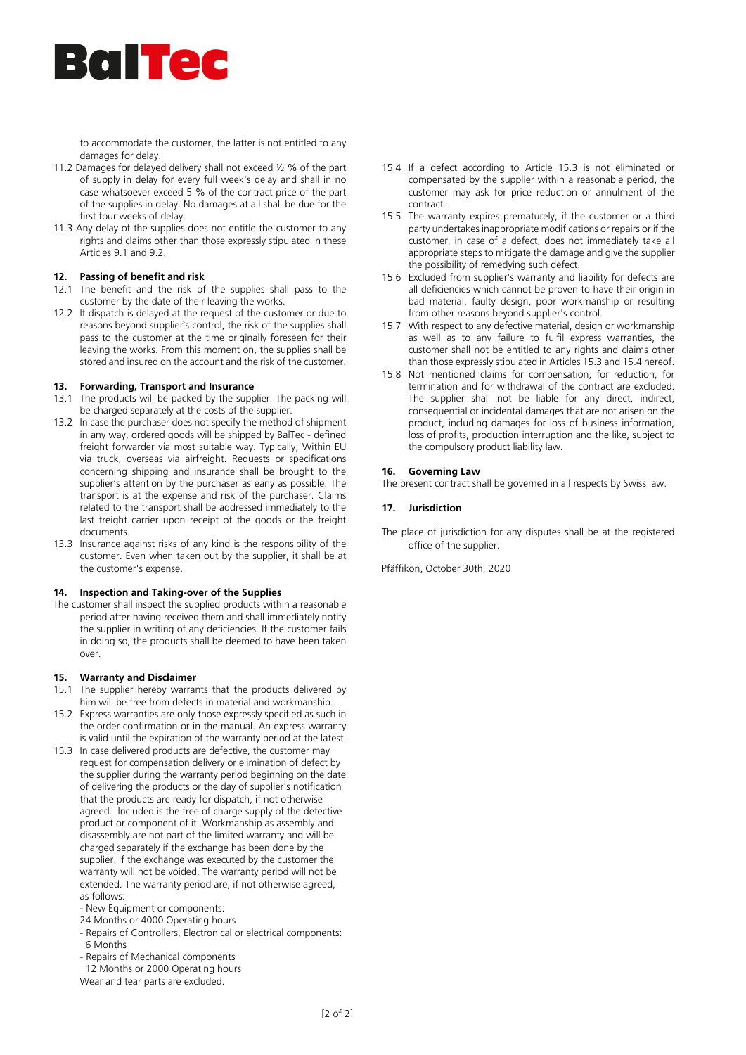to accommodate the customer, the latter is not entitled to any damages for delay.

11.2 Damages for delayed delivery shall not exceed ½ % of the part of supply in delay for every full week's delay and shall in no case whatsoever exceed 5 % of the contract price of the part of the supplies in delay. No damages at all shall be due for the first four weeks of delay.

11.3 Any delay of the supplies does not entitle the customer to any rights and claims other than those expressly stipulated in these Articles 9.1 and 9.2.

## 12. Passing of benefit and risk

12.1 The benefit and the risk of the supplies shall pass to the customer by the date of their leaving the works.

12.2 If dispatch is delayed at the request of the customer or due to reasons beyond supplier`s control, the risk of the supplies shall pass to the customer at the time originally foreseen for their leaving the works. From this moment on, the supplies shall be stored and insured on the account and the risk of the customer.

## 13. Forwarding, Transport and Insurance

13.1 The products will be packed by the supplier. The packing will be charged separately at the costs of the supplier.

13.2 In case the purchaser does not specify the method of shipment in any way, ordered goods will be shipped by BalTec - defined freight forwarder via most suitable way. Typically; Within EU via truck, overseas via airfreight. Requests or specifications concerning shipping and insurance shall be brought to the supplier's attention by the purchaser as early as possible. The transport is at the expense and risk of the purchaser. Claims related to the transport shall be addressed immediately to the last freight carrier upon receipt of the goods or the freight documents.

13.3 Insurance against risks of any kind is the responsibility of the customer. Even when taken out by the supplier, it shall be at the customer's expense.

## 14. Inspection and Taking-over of the Supplies

The customer shall inspect the supplied products within a reasonable period after having received them and shall immediately notify the supplier in writing of any deficiencies. If the customer fails in doing so, the products shall be deemed to have been taken over.

## 15. Warranty and Disclaimer

15.1 The supplier hereby warrants that the products delivered by him will be free from defects in material and workmanship.

15.2 Express warranties are only those expressly specified as such in the order confirmation or in the manual. An express warranty is valid until the expiration of the warranty period at the latest.

15.3 In case delivered products are defective, the customer may request for compensation delivery or elimination of defect by the supplier during the warranty period beginning on the date of delivering the products or the day of supplier's notification that the products are ready for dispatch, if not otherwise agreed. Included is the free of charge supply of the defective product or component of it. Workmanship as assembly and disassembly are not part of the limited warranty and will be charged separately if the exchange has been done by the supplier. If the exchange was executed by the customer the warranty will not be voided. The warranty period will not be extended. The warranty period are, if not otherwise agreed, as follows:

- New Equipment or components:
  24 Months or 4000 Operating hours
- Repairs of Controllers, Electronical or electrical components:
  6 Months
- Repairs of Mechanical components
  12 Months or 2000 Operating hours

Wear and tear parts are excluded.

15.4 If a defect according to Article 15.3 is not eliminated or compensated by the supplier within a reasonable period, the customer may ask for price reduction or annulment of the contract.

15.5 The warranty expires prematurely, if the customer or a third party undertakes inappropriate modifications or repairs or if the customer, in case of a defect, does not immediately take all appropriate steps to mitigate the damage and give the supplier the possibility of remedying such defect.

15.6 Excluded from supplier's warranty and liability for defects are all deficiencies which cannot be proven to have their origin in bad material, faulty design, poor workmanship or resulting from other reasons beyond supplier's control.

15.7 With respect to any defective material, design or workmanship as well as to any failure to fulfil express warranties, the customer shall not be entitled to any rights and claims other than those expressly stipulated in Articles 15.3 and 15.4 hereof.

15.8 Not mentioned claims for compensation, for reduction, for termination and for withdrawal of the contract are excluded. The supplier shall not be liable for any direct, indirect, consequential or incidental damages that are not arisen on the product, including damages for loss of business information, loss of profits, production interruption and the like, subject to the compulsory product liability law.

## 16. Governing Law

The present contract shall be governed in all respects by Swiss law.

## 17. Jurisdiction

The place of jurisdiction for any disputes shall be at the registered office of the supplier.

Pfäffikon, October 30th, 2020